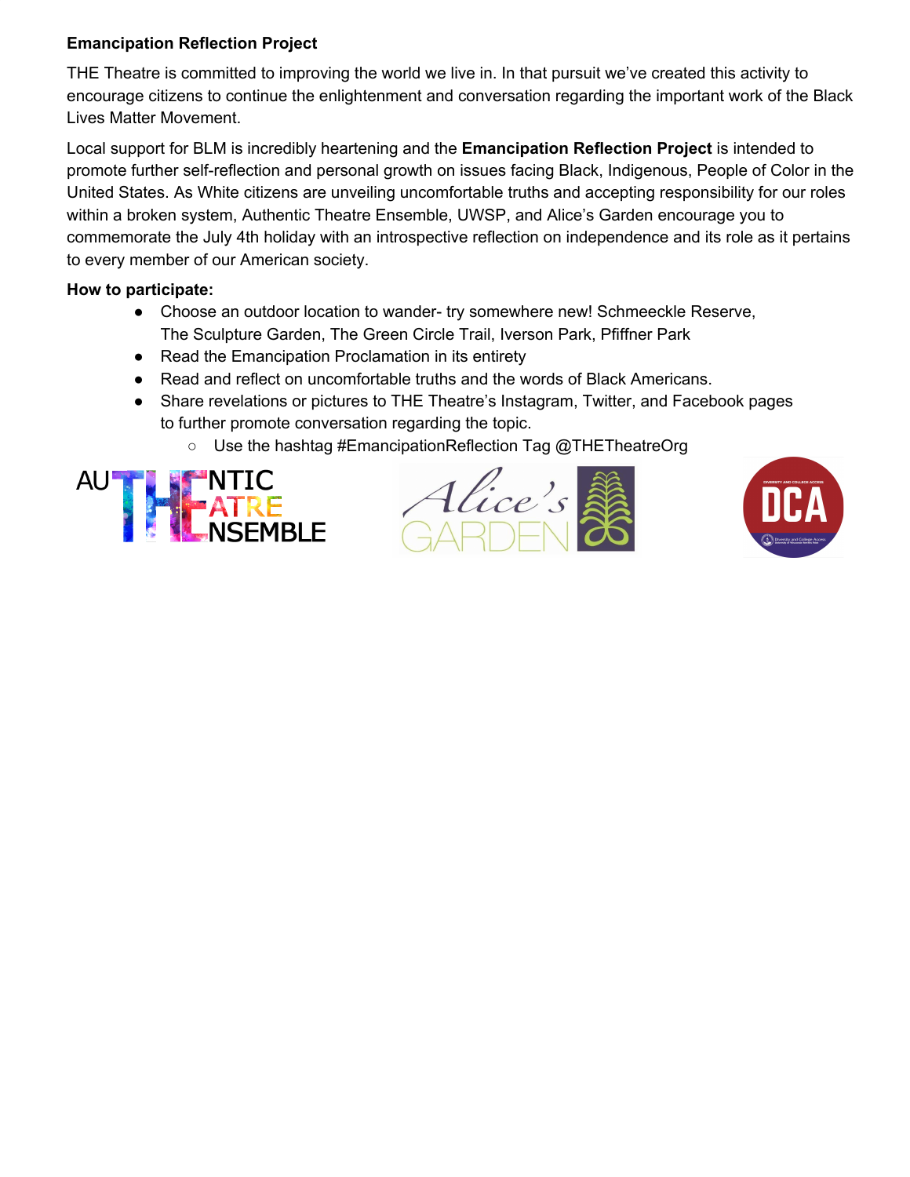**Emancipation Reflection Project**

THE Theatre is committed to improving the world we live in. In that pursuit we've created this activity to encourage citizens to continue the enlightenment and conversation regarding the important work of the Black Lives Matter Movement.

Local support for BLM is incredibly heartening and the **Emancipation Reflection Project** is intended to promote further self-reflection and personal growth on issues facing Black, Indigenous, People of Color in the United States. As White citizens are unveiling uncomfortable truths and accepting responsibility for our roles within a broken system, Authentic Theatre Ensemble, UWSP, and Alice's Garden encourage you to commemorate the July 4th holiday with an introspective reflection on independence and its role as it pertains to every member of our American society.

**How to participate:**

- Choose an outdoor location to wander- try somewhere new! Schmeeckle Reserve, The Sculpture Garden, The Green Circle Trail, Iverson Park, Pfiffner Park
- Read the Emancipation Proclamation in its entirety
- Read and reflect on uncomfortable truths and the words of Black Americans.
- Share revelations or pictures to THE Theatre's Instagram, Twitter, and Facebook pages to further promote conversation regarding the topic.
  - Use the hashtag #EmancipationReflection Tag @THETheatreOrg

AUTHENTIC THEATRE ENSEMBLE

Alice's GARDEN

DCA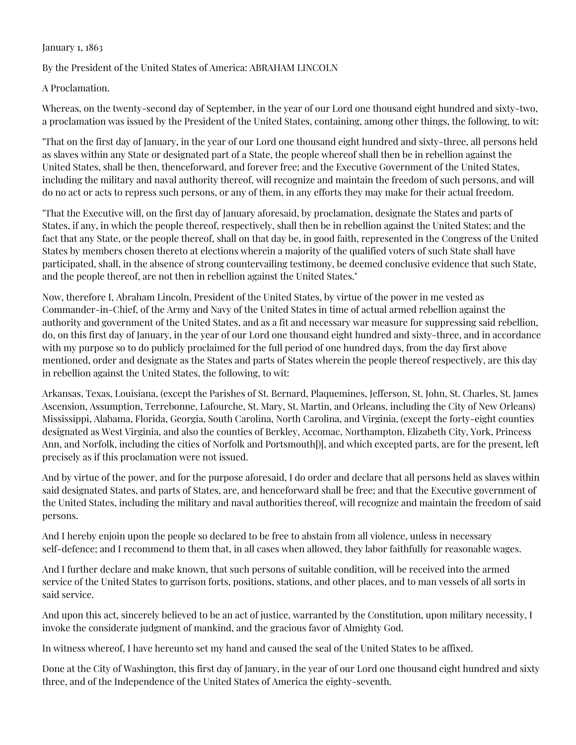January 1, 1863

By the President of the United States of America: ABRAHAM LINCOLN

A Proclamation.

Whereas, on the twenty-second day of September, in the year of our Lord one thousand eight hundred and sixty-two, a proclamation was issued by the President of the United States, containing, among other things, the following, to wit:

"That on the first day of January, in the year of our Lord one thousand eight hundred and sixty-three, all persons held as slaves within any State or designated part of a State, the people whereof shall then be in rebellion against the United States, shall be then, thenceforward, and forever free; and the Executive Government of the United States, including the military and naval authority thereof, will recognize and maintain the freedom of such persons, and will do no act or acts to repress such persons, or any of them, in any efforts they may make for their actual freedom.

"That the Executive will, on the first day of January aforesaid, by proclamation, designate the States and parts of States, if any, in which the people thereof, respectively, shall then be in rebellion against the United States; and the fact that any State, or the people thereof, shall on that day be, in good faith, represented in the Congress of the United States by members chosen thereto at elections wherein a majority of the qualified voters of such State shall have participated, shall, in the absence of strong countervailing testimony, be deemed conclusive evidence that such State, and the people thereof, are not then in rebellion against the United States."

Now, therefore I, Abraham Lincoln, President of the United States, by virtue of the power in me vested as Commander-in-Chief, of the Army and Navy of the United States in time of actual armed rebellion against the authority and government of the United States, and as a fit and necessary war measure for suppressing said rebellion, do, on this first day of January, in the year of our Lord one thousand eight hundred and sixty-three, and in accordance with my purpose so to do publicly proclaimed for the full period of one hundred days, from the day first above mentioned, order and designate as the States and parts of States wherein the people thereof respectively, are this day in rebellion against the United States, the following, to wit:

Arkansas, Texas, Louisiana, (except the Parishes of St. Bernard, Plaquemines, Jefferson, St. John, St. Charles, St. James Ascension, Assumption, Terrebonne, Lafourche, St. Mary, St. Martin, and Orleans, including the City of New Orleans) Mississippi, Alabama, Florida, Georgia, South Carolina, North Carolina, and Virginia, (except the forty-eight counties designated as West Virginia, and also the counties of Berkley, Accomac, Northampton, Elizabeth City, York, Princess Ann, and Norfolk, including the cities of Norfolk and Portsmouth[)], and which excepted parts, are for the present, left precisely as if this proclamation were not issued.

And by virtue of the power, and for the purpose aforesaid, I do order and declare that all persons held as slaves within said designated States, and parts of States, are, and henceforward shall be free; and that the Executive government of the United States, including the military and naval authorities thereof, will recognize and maintain the freedom of said persons.

And I hereby enjoin upon the people so declared to be free to abstain from all violence, unless in necessary self-defence; and I recommend to them that, in all cases when allowed, they labor faithfully for reasonable wages.

And I further declare and make known, that such persons of suitable condition, will be received into the armed service of the United States to garrison forts, positions, stations, and other places, and to man vessels of all sorts in said service.

And upon this act, sincerely believed to be an act of justice, warranted by the Constitution, upon military necessity, I invoke the considerate judgment of mankind, and the gracious favor of Almighty God.

In witness whereof, I have hereunto set my hand and caused the seal of the United States to be affixed.

Done at the City of Washington, this first day of January, in the year of our Lord one thousand eight hundred and sixty three, and of the Independence of the United States of America the eighty-seventh.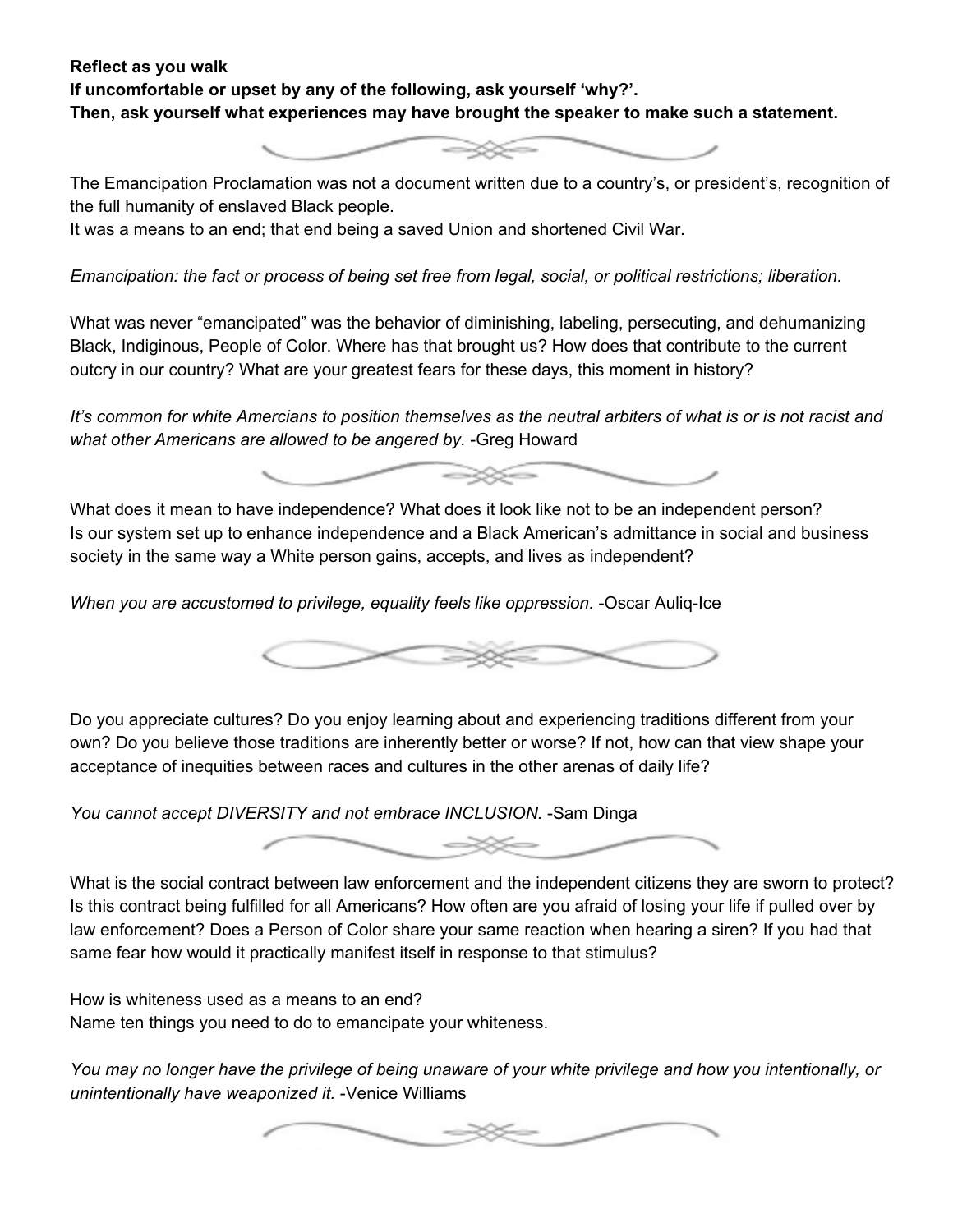**Reflect as you walk**
**If uncomfortable or upset by any of the following, ask yourself 'why?'.**
**Then, ask yourself what experiences may have brought the speaker to make such a statement.**

---

The Emancipation Proclamation was not a document written due to a country's, or president's, recognition of the full humanity of enslaved Black people.
It was a means to an end; that end being a saved Union and shortened Civil War.

*Emancipation: the fact or process of being set free from legal, social, or political restrictions; liberation.*

What was never "emancipated" was the behavior of diminishing, labeling, persecuting, and dehumanizing Black, Indiginous, People of Color. Where has that brought us? How does that contribute to the current outcry in our country? What are your greatest fears for these days, this moment in history?

*It's common for white Amercians to position themselves as the neutral arbiters of what is or is not racist and what other Americans are allowed to be angered by.* -Greg Howard

---

What does it mean to have independence? What does it look like not to be an independent person?
Is our system set up to enhance independence and a Black American's admittance in social and business society in the same way a White person gains, accepts, and lives as independent?

*When you are accustomed to privilege, equality feels like oppression.* -Oscar Auliq-Ice

---

Do you appreciate cultures? Do you enjoy learning about and experiencing traditions different from your own? Do you believe those traditions are inherently better or worse? If not, how can that view shape your acceptance of inequities between races and cultures in the other arenas of daily life?

*You cannot accept DIVERSITY and not embrace INCLUSION.* -Sam Dinga

---

What is the social contract between law enforcement and the independent citizens they are sworn to protect? Is this contract being fulfilled for all Americans? How often are you afraid of losing your life if pulled over by law enforcement? Does a Person of Color share your same reaction when hearing a siren? If you had that same fear how would it practically manifest itself in response to that stimulus?

How is whiteness used as a means to an end?
Name ten things you need to do to emancipate your whiteness.

*You may no longer have the privilege of being unaware of your white privilege and how you intentionally, or unintentionally have weaponized it.* -Venice Williams

---